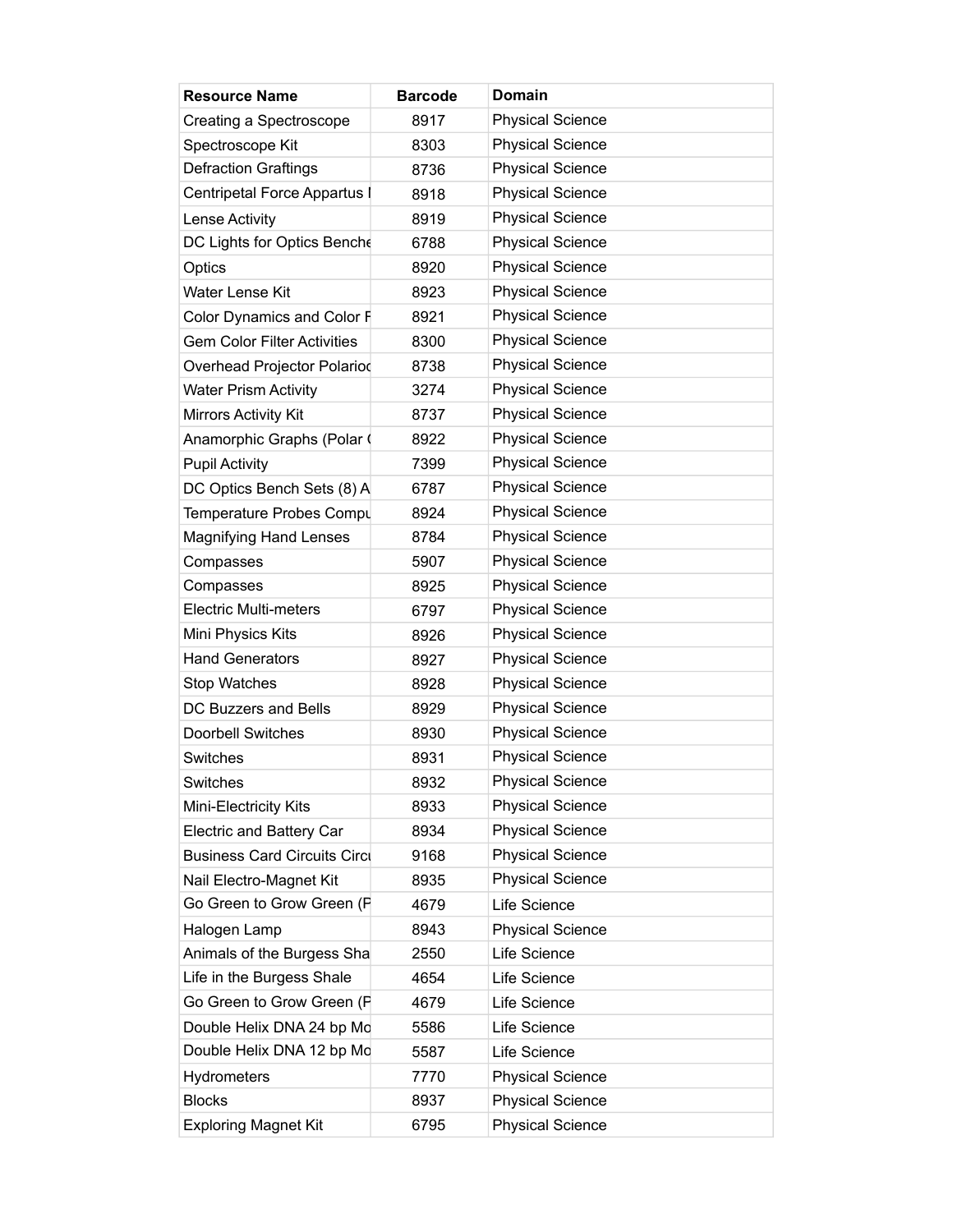| Resource Name | Barcode | Domain |
|---|---|---|
| Creating a Spectroscope | 8917 | Physical Science |
| Spectroscope Kit | 8303 | Physical Science |
| Defraction Graftings | 8736 | Physical Science |
| Centripetal Force Appartus I | 8918 | Physical Science |
| Lense Activity | 8919 | Physical Science |
| DC Lights for Optics Benche | 6788 | Physical Science |
| Optics | 8920 | Physical Science |
| Water Lense Kit | 8923 | Physical Science |
| Color Dynamics and Color F | 8921 | Physical Science |
| Gem Color Filter Activities | 8300 | Physical Science |
| Overhead Projector Polarioc | 8738 | Physical Science |
| Water Prism Activity | 3274 | Physical Science |
| Mirrors Activity Kit | 8737 | Physical Science |
| Anamorphic Graphs (Polar ( | 8922 | Physical Science |
| Pupil Activity | 7399 | Physical Science |
| DC Optics Bench Sets (8) A | 6787 | Physical Science |
| Temperature Probes Compu | 8924 | Physical Science |
| Magnifying Hand Lenses | 8784 | Physical Science |
| Compasses | 5907 | Physical Science |
| Compasses | 8925 | Physical Science |
| Electric Multi-meters | 6797 | Physical Science |
| Mini Physics Kits | 8926 | Physical Science |
| Hand Generators | 8927 | Physical Science |
| Stop Watches | 8928 | Physical Science |
| DC Buzzers and Bells | 8929 | Physical Science |
| Doorbell Switches | 8930 | Physical Science |
| Switches | 8931 | Physical Science |
| Switches | 8932 | Physical Science |
| Mini-Electricity Kits | 8933 | Physical Science |
| Electric and Battery Car | 8934 | Physical Science |
| Business Card Circuits Circu | 9168 | Physical Science |
| Nail Electro-Magnet Kit | 8935 | Physical Science |
| Go Green to Grow Green (P | 4679 | Life Science |
| Halogen Lamp | 8943 | Physical Science |
| Animals of the Burgess Sha | 2550 | Life Science |
| Life in the Burgess Shale | 4654 | Life Science |
| Go Green to Grow Green (P | 4679 | Life Science |
| Double Helix DNA 24 bp Mo | 5586 | Life Science |
| Double Helix DNA 12 bp Mo | 5587 | Life Science |
| Hydrometers | 7770 | Physical Science |
| Blocks | 8937 | Physical Science |
| Exploring Magnet Kit | 6795 | Physical Science |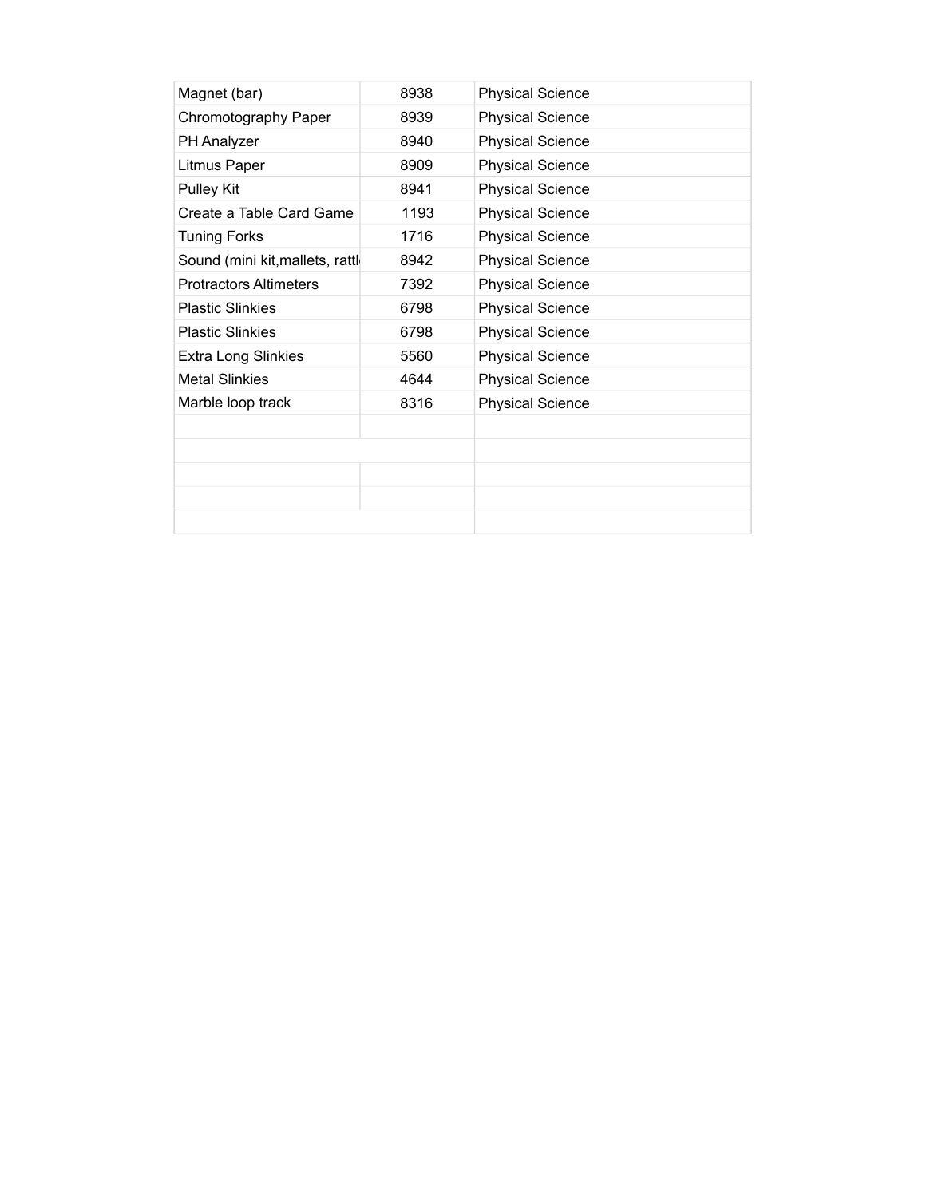| | | |
|---|---|---|
| Magnet (bar) | 8938 | Physical Science |
| Chromotography Paper | 8939 | Physical Science |
| PH Analyzer | 8940 | Physical Science |
| Litmus Paper | 8909 | Physical Science |
| Pulley Kit | 8941 | Physical Science |
| Create a Table Card Game | 1193 | Physical Science |
| Tuning Forks | 1716 | Physical Science |
| Sound (mini kit,mallets, rattl | 8942 | Physical Science |
| Protractors Altimeters | 7392 | Physical Science |
| Plastic Slinkies | 6798 | Physical Science |
| Plastic Slinkies | 6798 | Physical Science |
| Extra Long Slinkies | 5560 | Physical Science |
| Metal Slinkies | 4644 | Physical Science |
| Marble loop track | 8316 | Physical Science |
| | | |
| | | |
| | | |
| | | |
| | | |